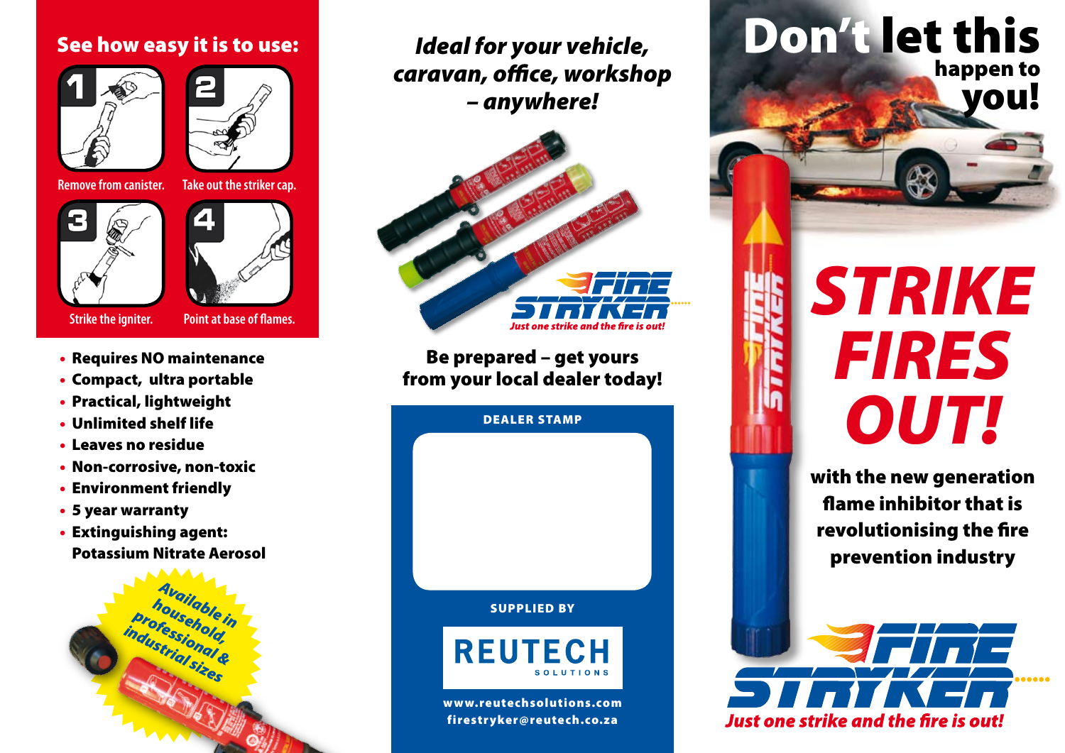## See how easy it is to use:

1. Remove from canister.
2. Take out the striker cap.
3. Strike the igniter.
4. Point at base of flames.

- Requires NO maintenance
- Compact, ultra portable
- Practical, lightweight
- Unlimited shelf life
- Leaves no residue
- Non-corrosive, non-toxic
- Environment friendly
- 5 year warranty
- Extinguishing agent: Potassium Nitrate Aerosol

*Available in household, professional & industrial sizes*

***Ideal for your vehicle, caravan, office, workshop – anywhere!***

FIRE STRYKER
*Just one strike and the fire is out!*

**Be prepared – get yours from your local dealer today!**

DEALER STAMP

SUPPLIED BY

REUTECH SOLUTIONS

www.reutechsolutions.com
firestryker@reutech.co.za

# Don't let this happen to you!

# *STRIKE FIRES OUT!*

**with the new generation flame inhibitor that is revolutionising the fire prevention industry**

FIRE STRYKER
*Just one strike and the fire is out!*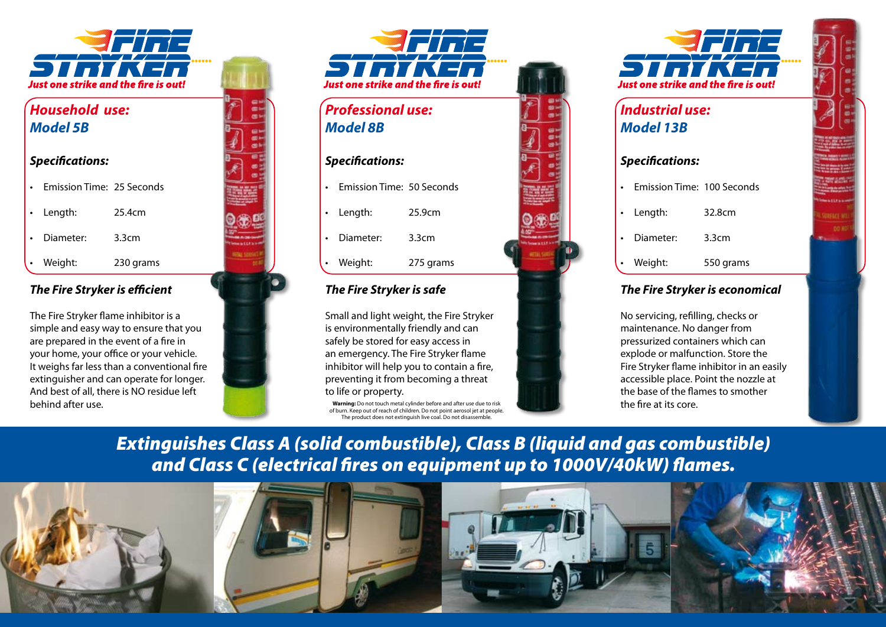# FIRE STRYKER

*Just one strike and the fire is out!*

## *Household use: Model 5B*

### *Specifications:*

- Emission Time: 25 Seconds
- Length: 25.4cm
- Diameter: 3.3cm
- Weight: 230 grams

### *The Fire Stryker is efficient*

The Fire Stryker flame inhibitor is a simple and easy way to ensure that you are prepared in the event of a fire in your home, your office or your vehicle. It weighs far less than a conventional fire extinguisher and can operate for longer. And best of all, there is NO residue left behind after use.

# FIRE STRYKER

*Just one strike and the fire is out!*

## *Professional use: Model 8B*

### *Specifications:*

- Emission Time: 50 Seconds
- Length: 25.9cm
- Diameter: 3.3cm
- Weight: 275 grams

### *The Fire Stryker is safe*

Small and light weight, the Fire Stryker is environmentally friendly and can safely be stored for easy access in an emergency. The Fire Stryker flame inhibitor will help you to contain a fire, preventing it from becoming a threat to life or property.

**Warning:** Do not touch metal cylinder before and after use due to risk of burn. Keep out of reach of children. Do not point aerosol jet at people. The product does not extinguish live coal. Do not disassemble.

# FIRE STRYKER

*Just one strike and the fire is out!*

## *Industrial use: Model 13B*

### *Specifications:*

- Emission Time: 100 Seconds
- Length: 32.8cm
- Diameter: 3.3cm
- Weight: 550 grams

### *The Fire Stryker is economical*

No servicing, refilling, checks or maintenance. No danger from pressurized containers which can explode or malfunction. Store the Fire Stryker flame inhibitor in an easily accessible place. Point the nozzle at the base of the flames to smother the fire at its core.

***Extinguishes Class A (solid combustible), Class B (liquid and gas combustible) and Class C (electrical fires on equipment up to 1000V/40kW) flames.***